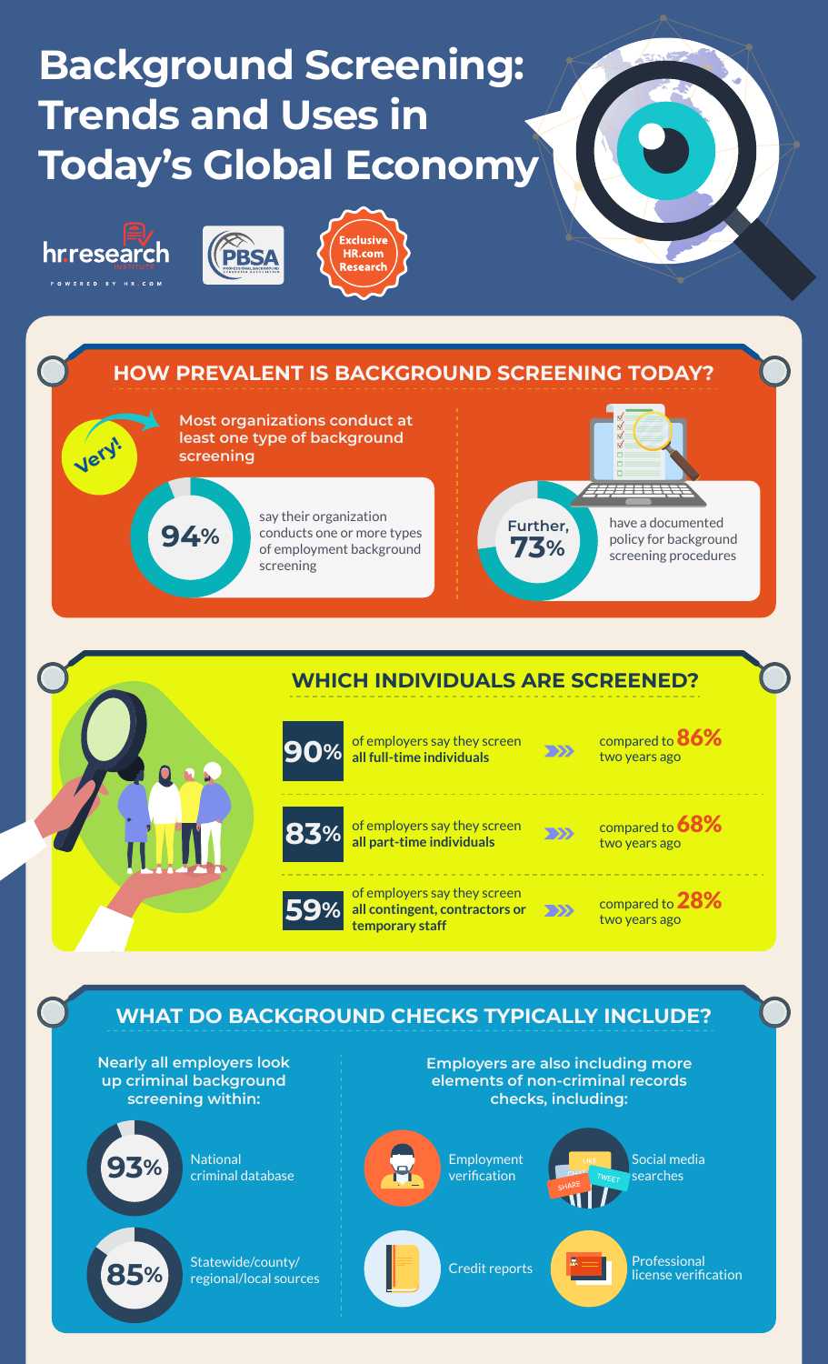# Background Screening: Trends and Uses in Today's Global Economy

hr.research INSTITUTE POWERED BY HR.COM

PBSA

Exclusive HR.com Research

## HOW PREVALENT IS BACKGROUND SCREENING TODAY?

**Very!** Most organizations conduct at least one type of background screening

**94%** say their organization conducts one or more types of employment background screening

**Further, 73%** have a documented policy for background screening procedures

## WHICH INDIVIDUALS ARE SCREENED?

**90%** of employers say they screen **all full-time individuals** — compared to **86%** two years ago

**83%** of employers say they screen **all part-time individuals** — compared to **68%** two years ago

**59%** of employers say they screen **all contingent, contractors or temporary staff** — compared to **28%** two years ago

## WHAT DO BACKGROUND CHECKS TYPICALLY INCLUDE?

**Nearly all employers look up criminal background screening within:**

- **93%** National criminal database
- **85%** Statewide/county/regional/local sources

**Employers are also including more elements of non-criminal records checks, including:**

- Employment verification
- Social media searches
- Credit reports
- Professional license verification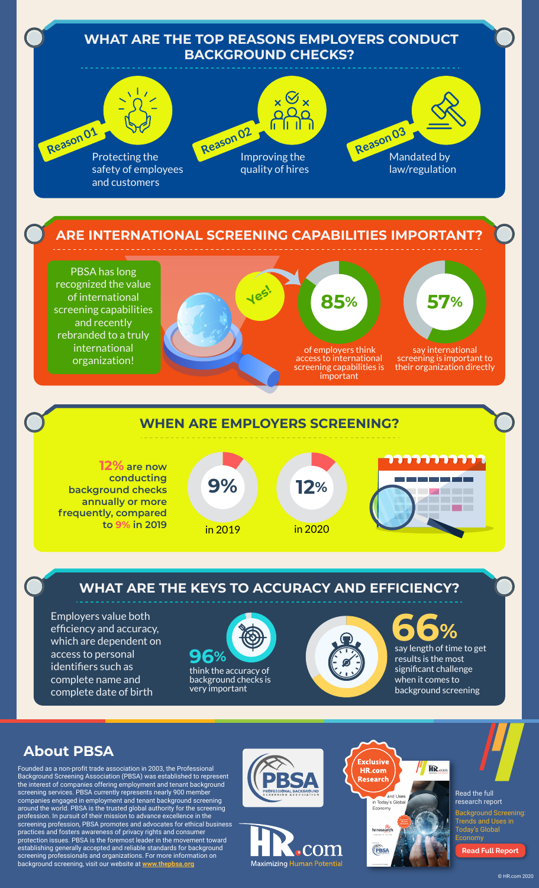## WHAT ARE THE TOP REASONS EMPLOYERS CONDUCT BACKGROUND CHECKS?

**Reason 01** Protecting the safety of employees and customers

**Reason 02** Improving the quality of hires

**Reason 03** Mandated by law/regulation

## ARE INTERNATIONAL SCREENING CAPABILITIES IMPORTANT?

PBSA has long recognized the value of international screening capabilities and recently rebranded to a truly international organization!

Yes!

**85%** of employers think access to international screening capabilities is important

**57%** say international screening is important to their organization directly

## WHEN ARE EMPLOYERS SCREENING?

**12% are now conducting background checks annually or more frequently, compared to 9% in 2019**

9% in 2019

12% in 2020

## WHAT ARE THE KEYS TO ACCURACY AND EFFICIENCY?

Employers value both efficiency and accuracy, which are dependent on access to personal identifiers such as complete name and complete date of birth

**96%** think the accuracy of background checks is very important

**66%** say length of time to get results is the most significant challenge when it comes to background screening

## About PBSA

Founded as a non-profit trade association in 2003, the Professional Background Screening Association (PBSA) was established to represent the interest of companies offering employment and tenant background screening services. PBSA currently represents nearly 900 member companies engaged in employment and tenant background screening around the world. PBSA is the trusted global authority for the screening profession. In pursuit of their mission to advance excellence in the screening profession, PBSA promotes and advocates for ethical business practices and fosters awareness of privacy rights and consumer protection issues. PBSA is the foremost leader in the movement toward establishing generally accepted and reliable standards for background screening professionals and organizations. For more information on background screening, visit our website at **www.thepbsa.org**

PBSA PROFESSIONAL BACKGROUND SCREENING ASSOCIATION

HR.com Maximizing Human Potential

Exclusive HR.com Research

Read the full research report

Background Screening: Trends and Uses in Today's Global Economy

**Read Full Report**

© HR.com 2020